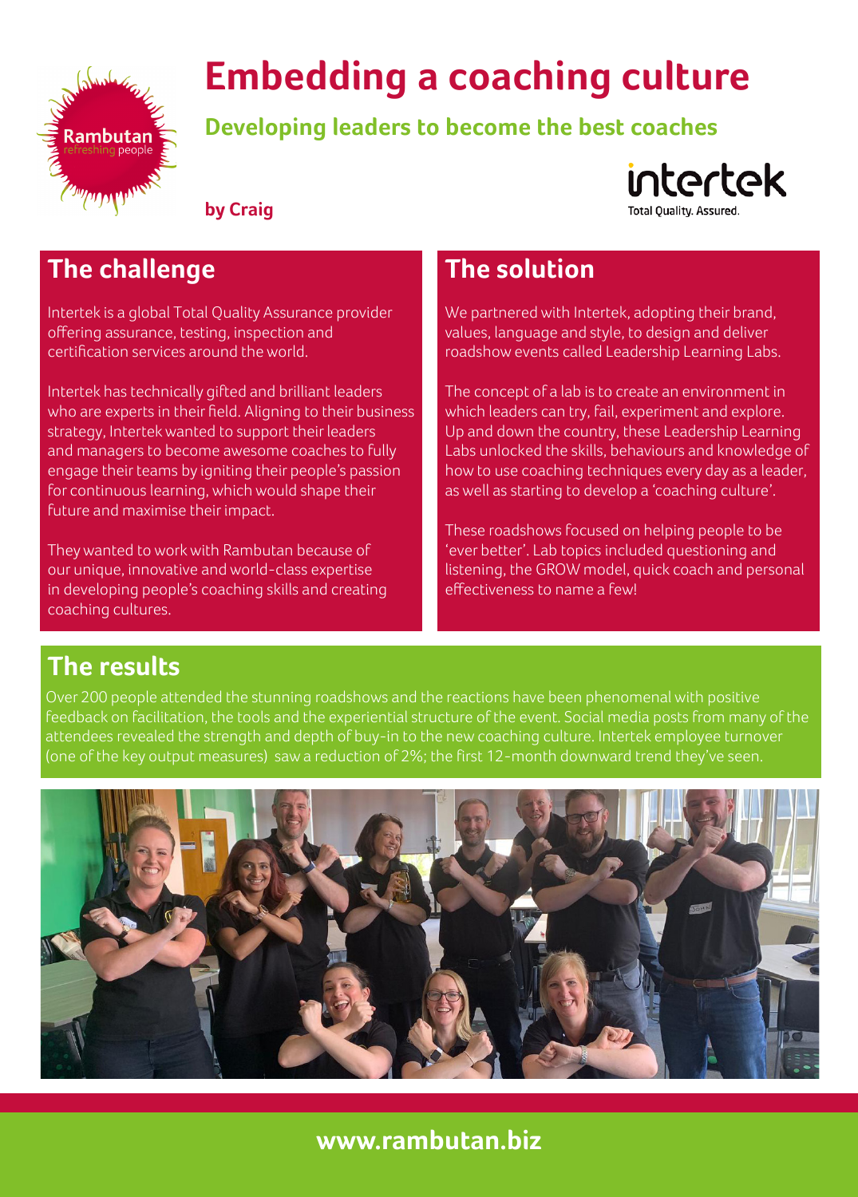# Embedding a coaching culture

## Developing leaders to become the best coaches

**by Craig**

## The challenge

Intertek is a global Total Quality Assurance provider offering assurance, testing, inspection and certification services around the world.

Intertek has technically gifted and brilliant leaders who are experts in their field. Aligning to their business strategy, Intertek wanted to support their leaders and managers to become awesome coaches to fully engage their teams by igniting their people's passion for continuous learning, which would shape their future and maximise their impact.

They wanted to work with Rambutan because of our unique, innovative and world-class expertise in developing people's coaching skills and creating coaching cultures.

## The solution

We partnered with Intertek, adopting their brand, values, language and style, to design and deliver roadshow events called Leadership Learning Labs.

The concept of a lab is to create an environment in which leaders can try, fail, experiment and explore. Up and down the country, these Leadership Learning Labs unlocked the skills, behaviours and knowledge of how to use coaching techniques every day as a leader, as well as starting to develop a 'coaching culture'.

These roadshows focused on helping people to be 'ever better'. Lab topics included questioning and listening, the GROW model, quick coach and personal effectiveness to name a few!

## The results

Over 200 people attended the stunning roadshows and the reactions have been phenomenal with positive feedback on facilitation, the tools and the experiential structure of the event. Social media posts from many of the attendees revealed the strength and depth of buy-in to the new coaching culture. Intertek employee turnover (one of the key output measures) saw a reduction of 2%; the first 12-month downward trend they've seen.

**www.rambutan.biz**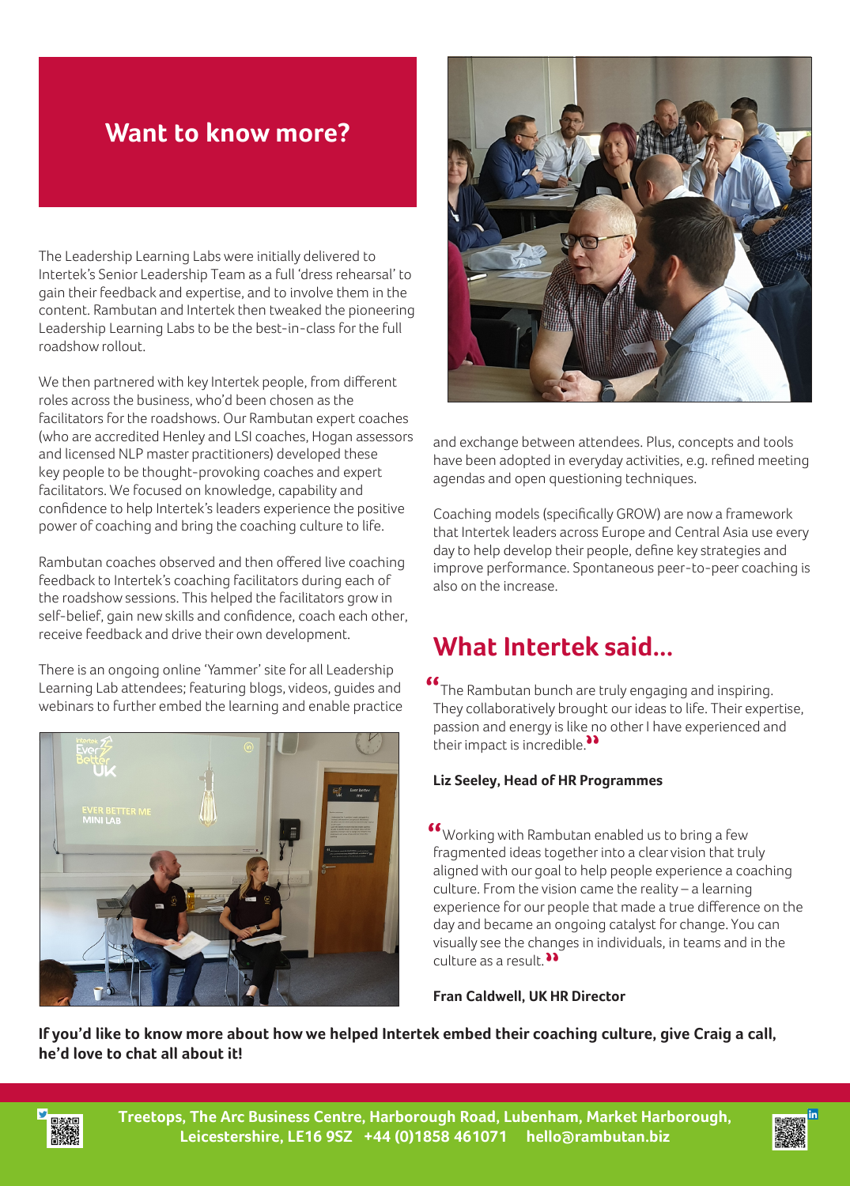## Want to know more?

The Leadership Learning Labs were initially delivered to Intertek's Senior Leadership Team as a full 'dress rehearsal' to gain their feedback and expertise, and to involve them in the content. Rambutan and Intertek then tweaked the pioneering Leadership Learning Labs to be the best-in-class for the full roadshow rollout.

We then partnered with key Intertek people, from different roles across the business, who'd been chosen as the facilitators for the roadshows. Our Rambutan expert coaches (who are accredited Henley and LSI coaches, Hogan assessors and licensed NLP master practitioners) developed these key people to be thought-provoking coaches and expert facilitators. We focused on knowledge, capability and confidence to help Intertek's leaders experience the positive power of coaching and bring the coaching culture to life.

Rambutan coaches observed and then offered live coaching feedback to Intertek's coaching facilitators during each of the roadshow sessions. This helped the facilitators grow in self-belief, gain new skills and confidence, coach each other, receive feedback and drive their own development.

There is an ongoing online 'Yammer' site for all Leadership Learning Lab attendees; featuring blogs, videos, guides and webinars to further embed the learning and enable practice and exchange between attendees. Plus, concepts and tools have been adopted in everyday activities, e.g. refined meeting agendas and open questioning techniques.

Coaching models (specifically GROW) are now a framework that Intertek leaders across Europe and Central Asia use every day to help develop their people, define key strategies and improve performance. Spontaneous peer-to-peer coaching is also on the increase.

## What Intertek said...

"The Rambutan bunch are truly engaging and inspiring. They collaboratively brought our ideas to life. Their expertise, passion and energy is like no other I have experienced and their impact is incredible."

**Liz Seeley, Head of HR Programmes**

"Working with Rambutan enabled us to bring a few fragmented ideas together into a clear vision that truly aligned with our goal to help people experience a coaching culture. From the vision came the reality – a learning experience for our people that made a true difference on the day and became an ongoing catalyst for change. You can visually see the changes in individuals, in teams and in the culture as a result."

**Fran Caldwell, UK HR Director**

**If you'd like to know more about how we helped Intertek embed their coaching culture, give Craig a call, he'd love to chat all about it!**

**Treetops, The Arc Business Centre, Harborough Road, Lubenham, Market Harborough, Leicestershire, LE16 9SZ +44 (0)1858 461071 hello@rambutan.biz**